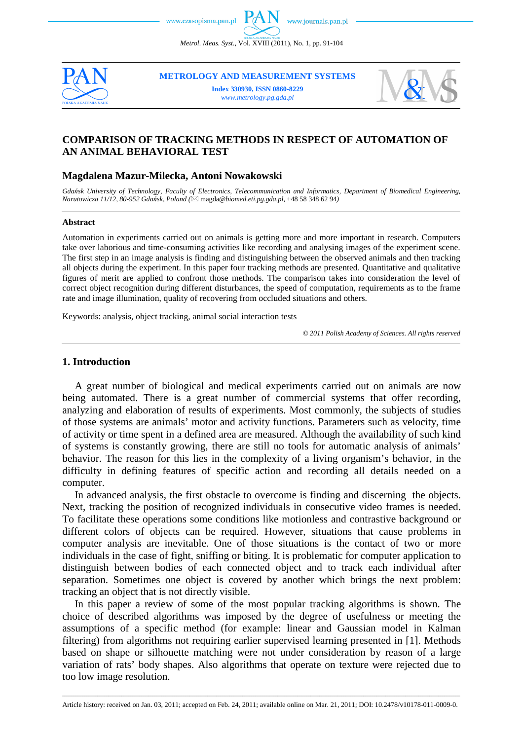METROLOGY AND MEASUREMENT SYSTEMS

Index 330930, ISSN 0860-8229

*www.metrology.pg.gda.pl*

# COMPARISON OF TRACKING METHODS IN RESPECT OF AUTOMATION OF AN ANIMAL BEHAVIORAL TEST

**Magdalena Mazur-Milecka, Antoni Nowakowski**

*Gdańsk University of Technology, Faculty of Electronics, Telecommunication and Informatics, Department of Biomedical Engineering, Narutowicza 11/12, 80-952 Gdańsk, Poland (✉ magda@biomed.eti.pg.gda.pl, +48 58 348 62 94)*

### Abstract

Automation in experiments carried out on animals is getting more and more important in research. Computers take over laborious and time-consuming activities like recording and analysing images of the experiment scene. The first step in an image analysis is finding and distinguishing between the observed animals and then tracking all objects during the experiment. In this paper four tracking methods are presented. Quantitative and qualitative figures of merit are applied to confront those methods. The comparison takes into consideration the level of correct object recognition during different disturbances, the speed of computation, requirements as to the frame rate and image illumination, quality of recovering from occluded situations and others.

Keywords: analysis, object tracking, animal social interaction tests

*© 2011 Polish Academy of Sciences. All rights reserved*

## 1. Introduction

A great number of biological and medical experiments carried out on animals are now being automated. There is a great number of commercial systems that offer recording, analyzing and elaboration of results of experiments. Most commonly, the subjects of studies of those systems are animals' motor and activity functions. Parameters such as velocity, time of activity or time spent in a defined area are measured. Although the availability of such kind of systems is constantly growing, there are still no tools for automatic analysis of animals' behavior. The reason for this lies in the complexity of a living organism's behavior, in the difficulty in defining features of specific action and recording all details needed on a computer.

In advanced analysis, the first obstacle to overcome is finding and discerning the objects. Next, tracking the position of recognized individuals in consecutive video frames is needed. To facilitate these operations some conditions like motionless and contrastive background or different colors of objects can be required. However, situations that cause problems in computer analysis are inevitable. One of those situations is the contact of two or more individuals in the case of fight, sniffing or biting. It is problematic for computer application to distinguish between bodies of each connected object and to track each individual after separation. Sometimes one object is covered by another which brings the next problem: tracking an object that is not directly visible.

In this paper a review of some of the most popular tracking algorithms is shown. The choice of described algorithms was imposed by the degree of usefulness or meeting the assumptions of a specific method (for example: linear and Gaussian model in Kalman filtering) from algorithms not requiring earlier supervised learning presented in [1]. Methods based on shape or silhouette matching were not under consideration by reason of a large variation of rats' body shapes. Also algorithms that operate on texture were rejected due to too low image resolution.

Article history: received on Jan. 03, 2011; accepted on Feb. 24, 2011; available online on Mar. 21, 2011; DOI: 10.2478/v10178-011-0009-0.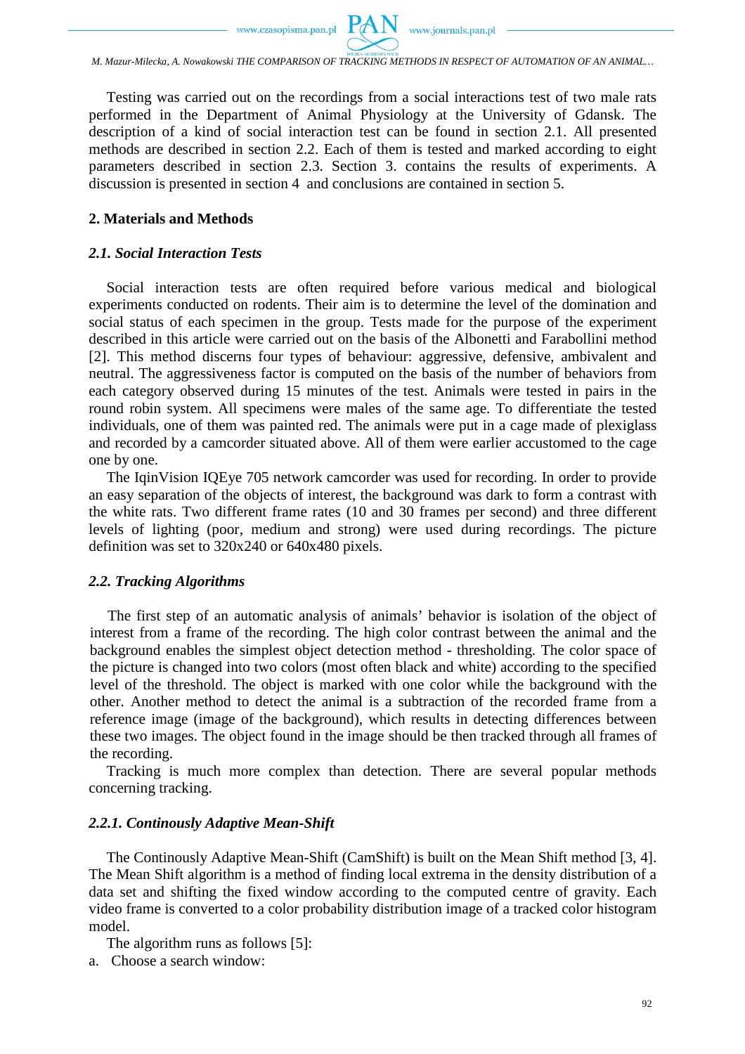Testing was carried out on the recordings from a social interactions test of two male rats performed in the Department of Animal Physiology at the University of Gdansk. The description of a kind of social interaction test can be found in section 2.1. All presented methods are described in section 2.2. Each of them is tested and marked according to eight parameters described in section 2.3. Section 3. contains the results of experiments. A discussion is presented in section 4 and conclusions are contained in section 5.

## 2. Materials and Methods

### *2.1. Social Interaction Tests*

Social interaction tests are often required before various medical and biological experiments conducted on rodents. Their aim is to determine the level of the domination and social status of each specimen in the group. Tests made for the purpose of the experiment described in this article were carried out on the basis of the Albonetti and Farabollini method [2]. This method discerns four types of behaviour: aggressive, defensive, ambivalent and neutral. The aggressiveness factor is computed on the basis of the number of behaviors from each category observed during 15 minutes of the test. Animals were tested in pairs in the round robin system. All specimens were males of the same age. To differentiate the tested individuals, one of them was painted red. The animals were put in a cage made of plexiglass and recorded by a camcorder situated above. All of them were earlier accustomed to the cage one by one.

The IqinVision IQEye 705 network camcorder was used for recording. In order to provide an easy separation of the objects of interest, the background was dark to form a contrast with the white rats. Two different frame rates (10 and 30 frames per second) and three different levels of lighting (poor, medium and strong) were used during recordings. The picture definition was set to 320x240 or 640x480 pixels.

### *2.2. Tracking Algorithms*

The first step of an automatic analysis of animals' behavior is isolation of the object of interest from a frame of the recording. The high color contrast between the animal and the background enables the simplest object detection method - thresholding. The color space of the picture is changed into two colors (most often black and white) according to the specified level of the threshold. The object is marked with one color while the background with the other. Another method to detect the animal is a subtraction of the recorded frame from a reference image (image of the background), which results in detecting differences between these two images. The object found in the image should be then tracked through all frames of the recording.

Tracking is much more complex than detection. There are several popular methods concerning tracking.

#### *2.2.1. Continously Adaptive Mean-Shift*

The Continously Adaptive Mean-Shift (CamShift) is built on the Mean Shift method [3, 4]. The Mean Shift algorithm is a method of finding local extrema in the density distribution of a data set and shifting the fixed window according to the computed centre of gravity. Each video frame is converted to a color probability distribution image of a tracked color histogram model.

The algorithm runs as follows [5]:

a. Choose a search window: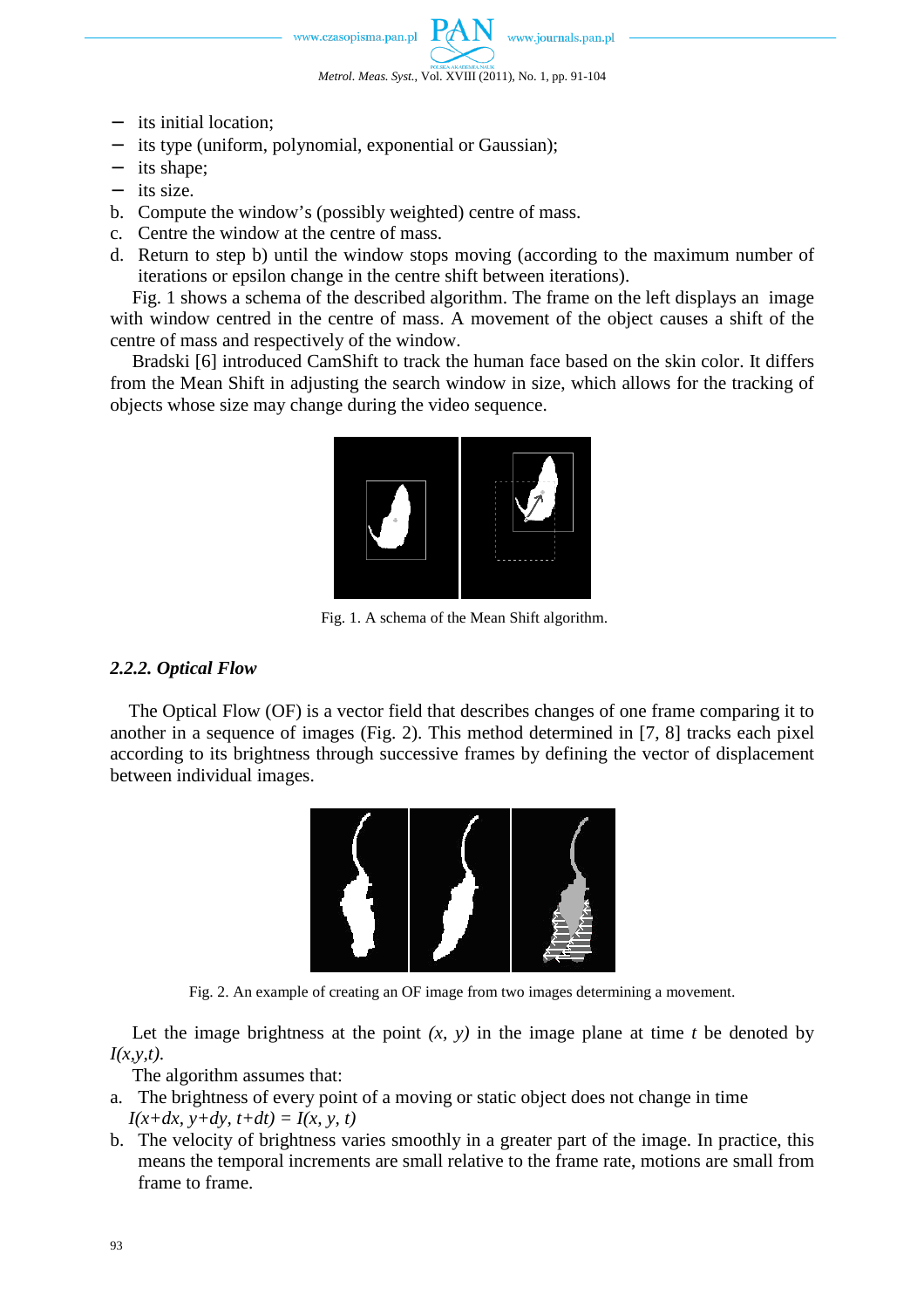- its initial location;
- its type (uniform, polynomial, exponential or Gaussian);
- its shape;
- its size.

b. Compute the window's (possibly weighted) centre of mass.

c. Centre the window at the centre of mass.

d. Return to step b) until the window stops moving (according to the maximum number of iterations or epsilon change in the centre shift between iterations).

Fig. 1 shows a schema of the described algorithm. The frame on the left displays an image with window centred in the centre of mass. A movement of the object causes a shift of the centre of mass and respectively of the window.

Bradski [6] introduced CamShift to track the human face based on the skin color. It differs from the Mean Shift in adjusting the search window in size, which allows for the tracking of objects whose size may change during the video sequence.

Fig. 1. A schema of the Mean Shift algorithm.

### *2.2.2. Optical Flow*

The Optical Flow (OF) is a vector field that describes changes of one frame comparing it to another in a sequence of images (Fig. 2). This method determined in [7, 8] tracks each pixel according to its brightness through successive frames by defining the vector of displacement between individual images.

Fig. 2. An example of creating an OF image from two images determining a movement.

Let the image brightness at the point $(x, y)$ in the image plane at time $t$ be denoted by $I(x,y,t)$.

The algorithm assumes that:

a. The brightness of every point of a moving or static object does not change in time
$I(x+dx, y+dy, t+dt) = I(x, y, t)$

b. The velocity of brightness varies smoothly in a greater part of the image. In practice, this means the temporal increments are small relative to the frame rate, motions are small from frame to frame.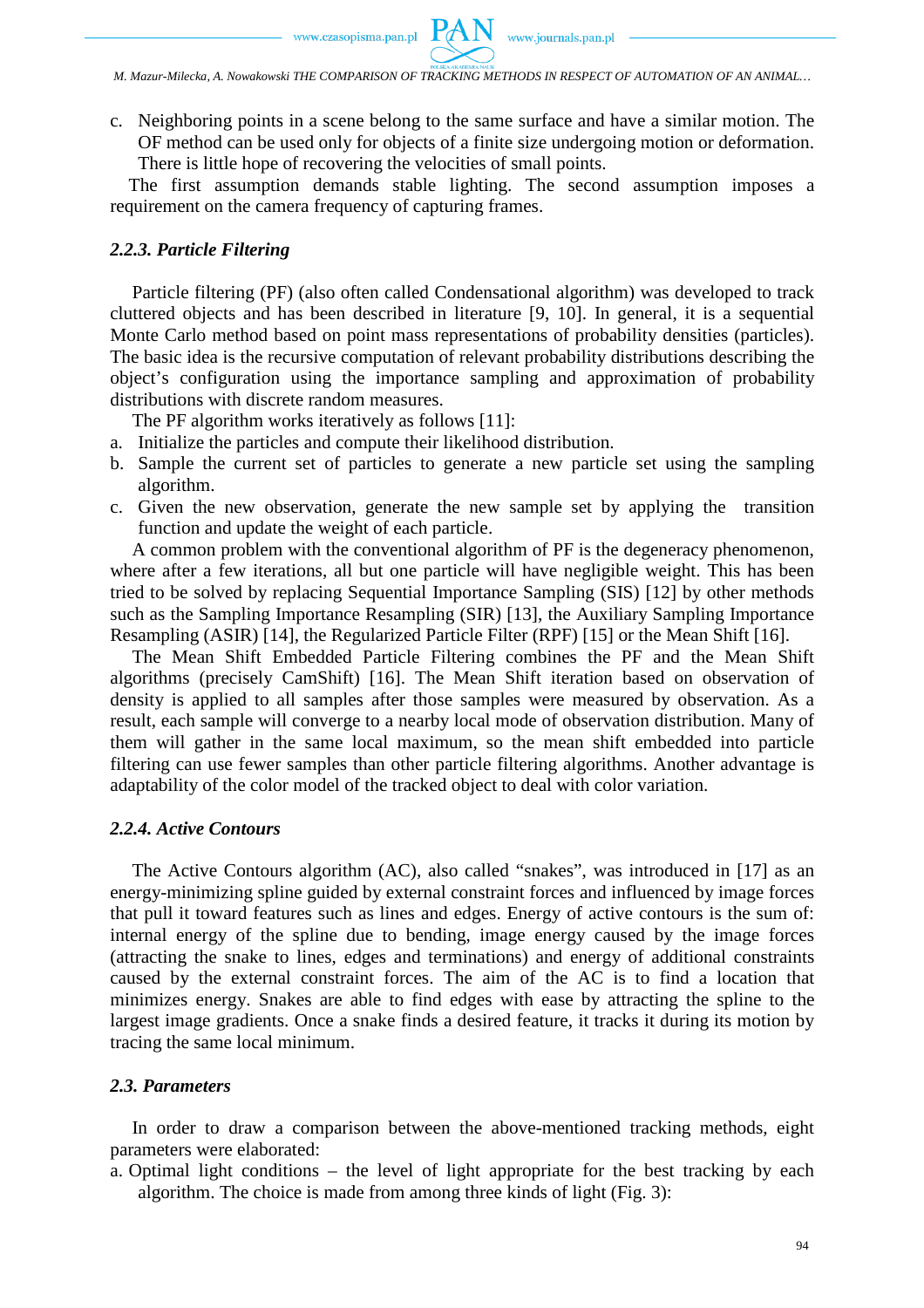c. Neighboring points in a scene belong to the same surface and have a similar motion. The OF method can be used only for objects of a finite size undergoing motion or deformation. There is little hope of recovering the velocities of small points.

The first assumption demands stable lighting. The second assumption imposes a requirement on the camera frequency of capturing frames.

### *2.2.3. Particle Filtering*

Particle filtering (PF) (also often called Condensational algorithm) was developed to track cluttered objects and has been described in literature [9, 10]. In general, it is a sequential Monte Carlo method based on point mass representations of probability densities (particles). The basic idea is the recursive computation of relevant probability distributions describing the object's configuration using the importance sampling and approximation of probability distributions with discrete random measures.

The PF algorithm works iteratively as follows [11]:

a. Initialize the particles and compute their likelihood distribution.
b. Sample the current set of particles to generate a new particle set using the sampling algorithm.
c. Given the new observation, generate the new sample set by applying the transition function and update the weight of each particle.

A common problem with the conventional algorithm of PF is the degeneracy phenomenon, where after a few iterations, all but one particle will have negligible weight. This has been tried to be solved by replacing Sequential Importance Sampling (SIS) [12] by other methods such as the Sampling Importance Resampling (SIR) [13], the Auxiliary Sampling Importance Resampling (ASIR) [14], the Regularized Particle Filter (RPF) [15] or the Mean Shift [16].

The Mean Shift Embedded Particle Filtering combines the PF and the Mean Shift algorithms (precisely CamShift) [16]. The Mean Shift iteration based on observation of density is applied to all samples after those samples were measured by observation. As a result, each sample will converge to a nearby local mode of observation distribution. Many of them will gather in the same local maximum, so the mean shift embedded into particle filtering can use fewer samples than other particle filtering algorithms. Another advantage is adaptability of the color model of the tracked object to deal with color variation.

### *2.2.4. Active Contours*

The Active Contours algorithm (AC), also called "snakes", was introduced in [17] as an energy-minimizing spline guided by external constraint forces and influenced by image forces that pull it toward features such as lines and edges. Energy of active contours is the sum of: internal energy of the spline due to bending, image energy caused by the image forces (attracting the snake to lines, edges and terminations) and energy of additional constraints caused by the external constraint forces. The aim of the AC is to find a location that minimizes energy. Snakes are able to find edges with ease by attracting the spline to the largest image gradients. Once a snake finds a desired feature, it tracks it during its motion by tracing the same local minimum.

## *2.3. Parameters*

In order to draw a comparison between the above-mentioned tracking methods, eight parameters were elaborated:

a. Optimal light conditions – the level of light appropriate for the best tracking by each algorithm. The choice is made from among three kinds of light (Fig. 3):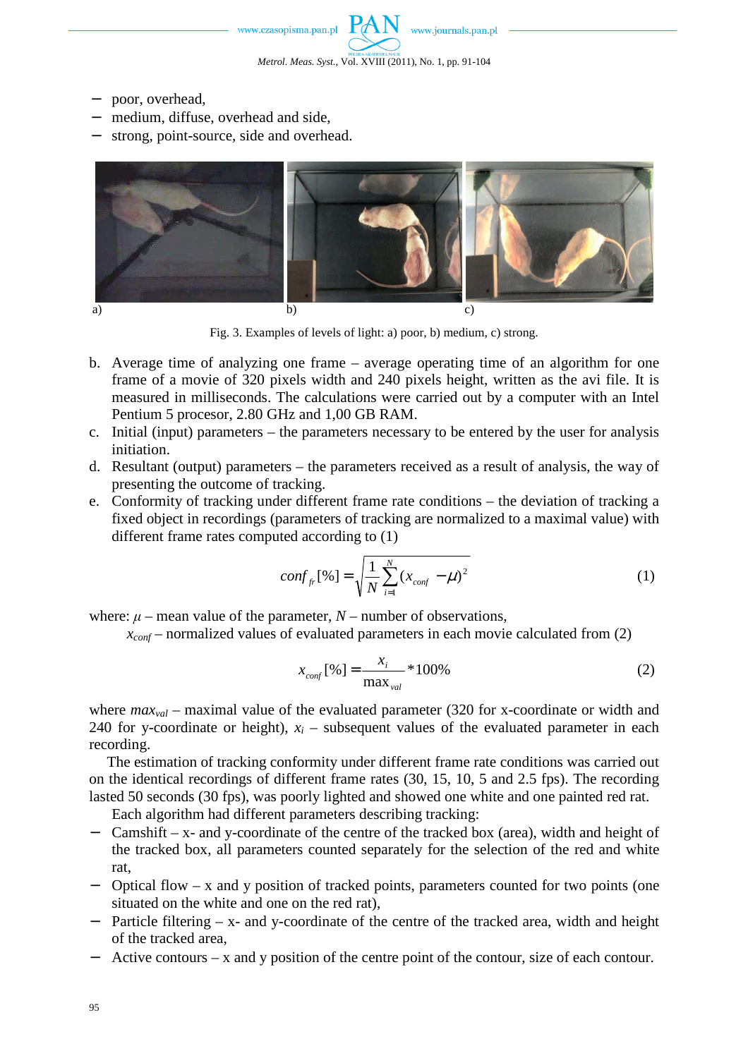- poor, overhead,
- medium, diffuse, overhead and side,
- strong, point-source, side and overhead.

a) b) c)

Fig. 3. Examples of levels of light: a) poor, b) medium, c) strong.

b. Average time of analyzing one frame – average operating time of an algorithm for one frame of a movie of 320 pixels width and 240 pixels height, written as the avi file. It is measured in milliseconds. The calculations were carried out by a computer with an Intel Pentium 5 procesor, 2.80 GHz and 1,00 GB RAM.
c. Initial (input) parameters – the parameters necessary to be entered by the user for analysis initiation.
d. Resultant (output) parameters – the parameters received as a result of analysis, the way of presenting the outcome of tracking.
e. Conformity of tracking under different frame rate conditions – the deviation of tracking a fixed object in recordings (parameters of tracking are normalized to a maximal value) with different frame rates computed according to (1)

$$conf_{fr}[\%] = \sqrt{\frac{1}{N}\sum_{i=1}^{N}(x_{conf} - \mu)^2} \tag{1}$$

where: $\mu$ – mean value of the parameter, $N$ – number of observations,
$x_{conf}$ – normalized values of evaluated parameters in each movie calculated from (2)

$$x_{conf}[\%] = \frac{x_i}{\max_{val}} * 100\% \tag{2}$$

where $max_{val}$ – maximal value of the evaluated parameter (320 for x-coordinate or width and 240 for y-coordinate or height), $x_i$ – subsequent values of the evaluated parameter in each recording.

The estimation of tracking conformity under different frame rate conditions was carried out on the identical recordings of different frame rates (30, 15, 10, 5 and 2.5 fps). The recording lasted 50 seconds (30 fps), was poorly lighted and showed one white and one painted red rat.

Each algorithm had different parameters describing tracking:

- Camshift – x- and y-coordinate of the centre of the tracked box (area), width and height of the tracked box, all parameters counted separately for the selection of the red and white rat,
- Optical flow – x and y position of tracked points, parameters counted for two points (one situated on the white and one on the red rat),
- Particle filtering – x- and y-coordinate of the centre of the tracked area, width and height of the tracked area,
- Active contours – x and y position of the centre point of the contour, size of each contour.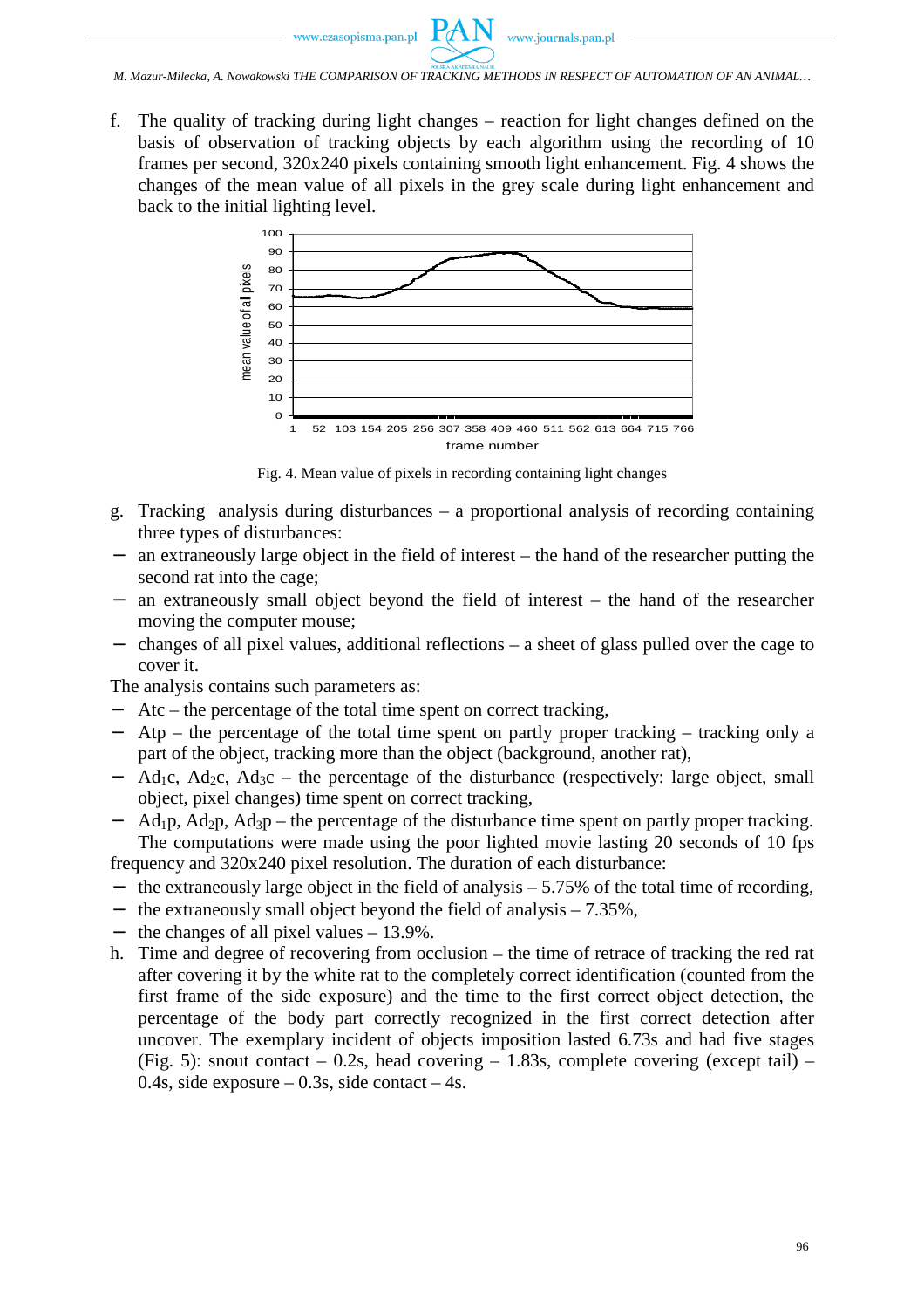f. The quality of tracking during light changes – reaction for light changes defined on the basis of observation of tracking objects by each algorithm using the recording of 10 frames per second, 320x240 pixels containing smooth light enhancement. Fig. 4 shows the changes of the mean value of all pixels in the grey scale during light enhancement and back to the initial lighting level.

Fig. 4. Mean value of pixels in recording containing light changes

g. Tracking analysis during disturbances – a proportional analysis of recording containing three types of disturbances:

- an extraneously large object in the field of interest – the hand of the researcher putting the second rat into the cage;
- an extraneously small object beyond the field of interest – the hand of the researcher moving the computer mouse;
- changes of all pixel values, additional reflections – a sheet of glass pulled over the cage to cover it.

The analysis contains such parameters as:

- Atc – the percentage of the total time spent on correct tracking,
- Atp – the percentage of the total time spent on partly proper tracking – tracking only a part of the object, tracking more than the object (background, another rat),
- $Ad_1c$, $Ad_2c$, $Ad_3c$ – the percentage of the disturbance (respectively: large object, small object, pixel changes) time spent on correct tracking,
- $Ad_1p$, $Ad_2p$, $Ad_3p$ – the percentage of the disturbance time spent on partly proper tracking.

The computations were made using the poor lighted movie lasting 20 seconds of 10 fps frequency and 320x240 pixel resolution. The duration of each disturbance:

- the extraneously large object in the field of analysis – 5.75% of the total time of recording,
- the extraneously small object beyond the field of analysis – 7.35%,
- the changes of all pixel values – 13.9%.

h. Time and degree of recovering from occlusion – the time of retrace of tracking the red rat after covering it by the white rat to the completely correct identification (counted from the first frame of the side exposure) and the time to the first correct object detection, the percentage of the body part correctly recognized in the first correct detection after uncover. The exemplary incident of objects imposition lasted 6.73s and had five stages (Fig. 5): snout contact – 0.2s, head covering – 1.83s, complete covering (except tail) – 0.4s, side exposure – 0.3s, side contact – 4s.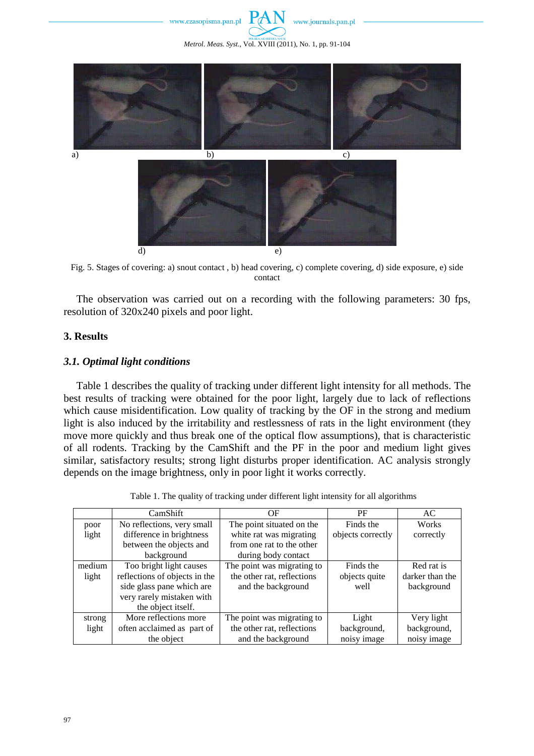a) b) c)

d) e)

Fig. 5. Stages of covering: a) snout contact , b) head covering, c) complete covering, d) side exposure, e) side contact

The observation was carried out on a recording with the following parameters: 30 fps, resolution of 320x240 pixels and poor light.

## 3. Results

### *3.1. Optimal light conditions*

Table 1 describes the quality of tracking under different light intensity for all methods. The best results of tracking were obtained for the poor light, largely due to lack of reflections which cause misidentification. Low quality of tracking by the OF in the strong and medium light is also induced by the irritability and restlessness of rats in the light environment (they move more quickly and thus break one of the optical flow assumptions), that is characteristic of all rodents. Tracking by the CamShift and the PF in the poor and medium light gives similar, satisfactory results; strong light disturbs proper identification. AC analysis strongly depends on the image brightness, only in poor light it works correctly.

Table 1. The quality of tracking under different light intensity for all algorithms

| | CamShift | OF | PF | AC |
|---|---|---|---|---|
| poor light | No reflections, very small difference in brightness between the objects and background | The point situated on the white rat was migrating from one rat to the other during body contact | Finds the objects correctly | Works correctly |
| medium light | Too bright light causes reflections of objects in the side glass pane which are very rarely mistaken with the object itself. | The point was migrating to the other rat, reflections and the background | Finds the objects quite well | Red rat is darker than the background |
| strong light | More reflections more often acclaimed as part of the object | The point was migrating to the other rat, reflections and the background | Light background, noisy image | Very light background, noisy image |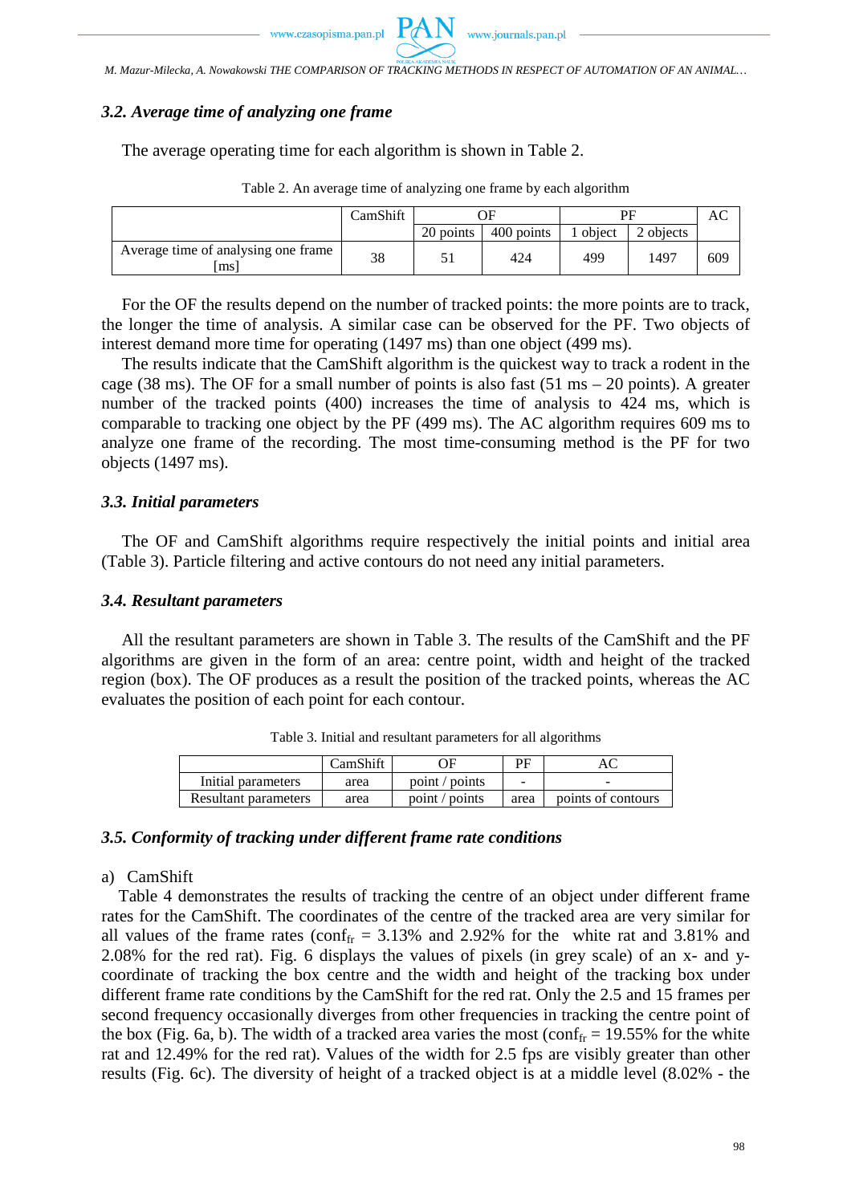### 3.2. Average time of analyzing one frame

The average operating time for each algorithm is shown in Table 2.

Table 2. An average time of analyzing one frame by each algorithm

| | CamShift | OF | | PF | | AC |
|---|---|---|---|---|---|---|
| | | 20 points | 400 points | 1 object | 2 objects | |
| Average time of analysing one frame [ms] | 38 | 51 | 424 | 499 | 1497 | 609 |

For the OF the results depend on the number of tracked points: the more points are to track, the longer the time of analysis. A similar case can be observed for the PF. Two objects of interest demand more time for operating (1497 ms) than one object (499 ms).

The results indicate that the CamShift algorithm is the quickest way to track a rodent in the cage (38 ms). The OF for a small number of points is also fast (51 ms – 20 points). A greater number of the tracked points (400) increases the time of analysis to 424 ms, which is comparable to tracking one object by the PF (499 ms). The AC algorithm requires 609 ms to analyze one frame of the recording. The most time-consuming method is the PF for two objects (1497 ms).

### 3.3. Initial parameters

The OF and CamShift algorithms require respectively the initial points and initial area (Table 3). Particle filtering and active contours do not need any initial parameters.

### 3.4. Resultant parameters

All the resultant parameters are shown in Table 3. The results of the CamShift and the PF algorithms are given in the form of an area: centre point, width and height of the tracked region (box). The OF produces as a result the position of the tracked points, whereas the AC evaluates the position of each point for each contour.

Table 3. Initial and resultant parameters for all algorithms

| | CamShift | OF | PF | AC |
|---|---|---|---|---|
| Initial parameters | area | point / points | - | - |
| Resultant parameters | area | point / points | area | points of contours |

### 3.5. Conformity of tracking under different frame rate conditions

a) CamShift

Table 4 demonstrates the results of tracking the centre of an object under different frame rates for the CamShift. The coordinates of the centre of the tracked area are very similar for all values of the frame rates ($conf_{fr}$ = 3.13% and 2.92% for the white rat and 3.81% and 2.08% for the red rat). Fig. 6 displays the values of pixels (in grey scale) of an x- and y-coordinate of tracking the box centre and the width and height of the tracking box under different frame rate conditions by the CamShift for the red rat. Only the 2.5 and 15 frames per second frequency occasionally diverges from other frequencies in tracking the centre point of the box (Fig. 6a, b). The width of a tracked area varies the most ($conf_{fr}$ = 19.55% for the white rat and 12.49% for the red rat). Values of the width for 2.5 fps are visibly greater than other results (Fig. 6c). The diversity of height of a tracked object is at a middle level (8.02% - the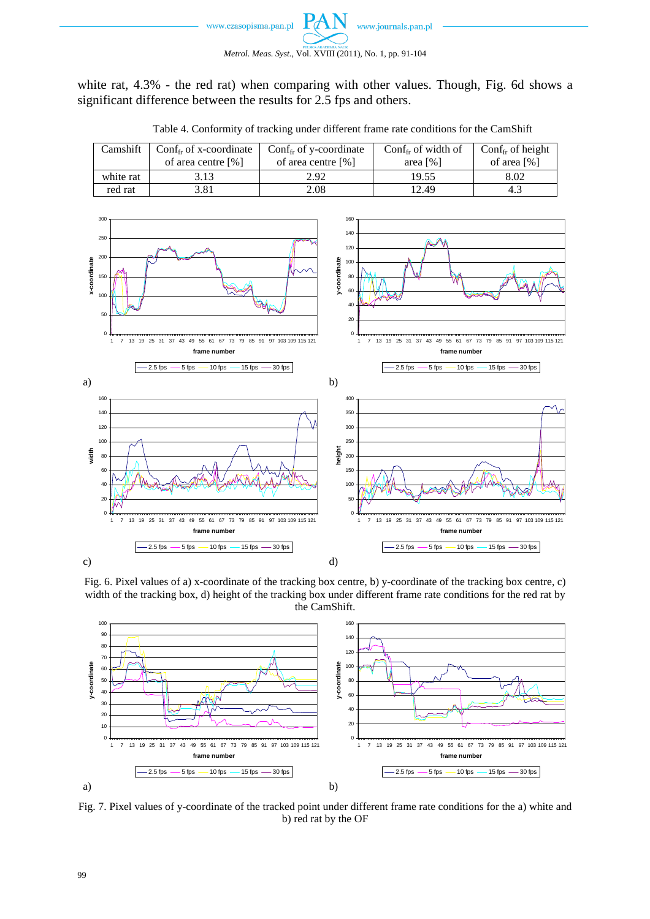white rat, 4.3% - the red rat) when comparing with other values. Though, Fig. 6d shows a significant difference between the results for 2.5 fps and others.

Table 4. Conformity of tracking under different frame rate conditions for the CamShift

| Camshift | $Conf_{fr}$ of x-coordinate of area centre [%] | $Conf_{fr}$ of y-coordinate of area centre [%] | $Conf_{fr}$ of width of area [%] | $Conf_{fr}$ of height of area [%] |
|---|---|---|---|---|
| white rat | 3.13 | 2.92 | 19.55 | 8.02 |
| red rat | 3.81 | 2.08 | 12.49 | 4.3 |

Fig. 6. Pixel values of a) x-coordinate of the tracking box centre, b) y-coordinate of the tracking box centre, c) width of the tracking box, d) height of the tracking box under different frame rate conditions for the red rat by the CamShift.

Fig. 7. Pixel values of y-coordinate of the tracked point under different frame rate conditions for the a) white and b) red rat by the OF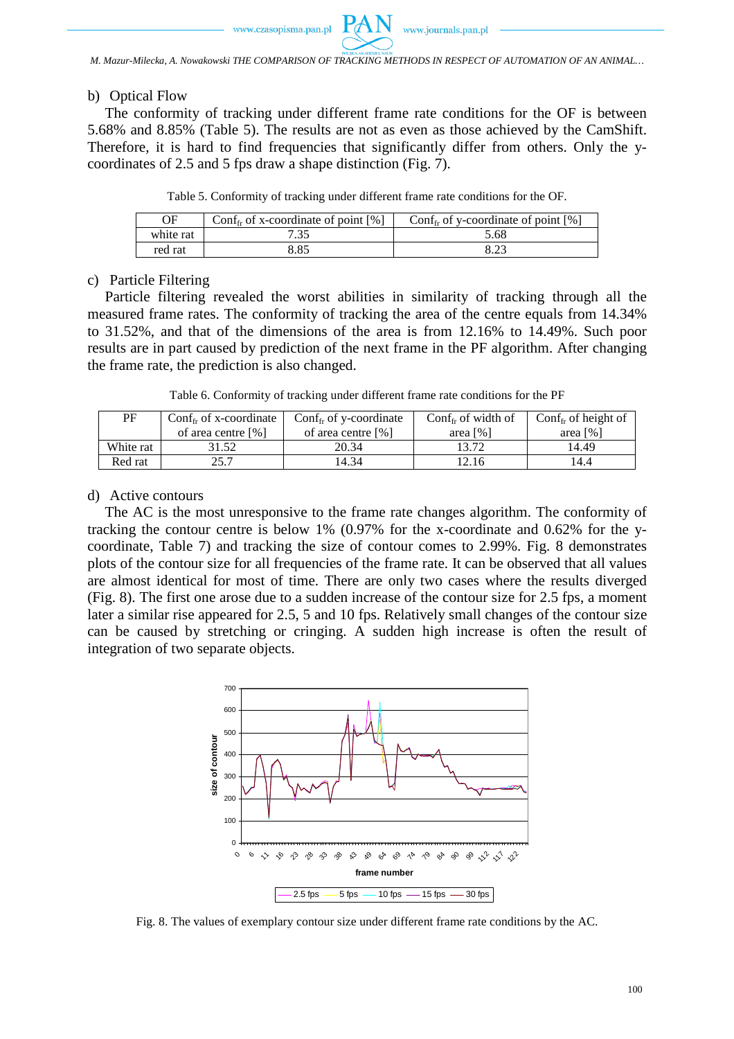b) Optical Flow

The conformity of tracking under different frame rate conditions for the OF is between 5.68% and 8.85% (Table 5). The results are not as even as those achieved by the CamShift. Therefore, it is hard to find frequencies that significantly differ from others. Only the y-coordinates of 2.5 and 5 fps draw a shape distinction (Fig. 7).

Table 5. Conformity of tracking under different frame rate conditions for the OF.

| OF | $Conf_{fr}$ of x-coordinate of point [%] | $Conf_{fr}$ of y-coordinate of point [%] |
|---|---|---|
| white rat | 7.35 | 5.68 |
| red rat | 8.85 | 8.23 |

c) Particle Filtering

Particle filtering revealed the worst abilities in similarity of tracking through all the measured frame rates. The conformity of tracking the area of the centre equals from 14.34% to 31.52%, and that of the dimensions of the area is from 12.16% to 14.49%. Such poor results are in part caused by prediction of the next frame in the PF algorithm. After changing the frame rate, the prediction is also changed.

Table 6. Conformity of tracking under different frame rate conditions for the PF

| PF | $Conf_{fr}$ of x-coordinate of area centre [%] | $Conf_{fr}$ of y-coordinate of area centre [%] | $Conf_{fr}$ of width of area [%] | $Conf_{fr}$ of height of area [%] |
|---|---|---|---|---|
| White rat | 31.52 | 20.34 | 13.72 | 14.49 |
| Red rat | 25.7 | 14.34 | 12.16 | 14.4 |

d) Active contours

The AC is the most unresponsive to the frame rate changes algorithm. The conformity of tracking the contour centre is below 1% (0.97% for the x-coordinate and 0.62% for the y-coordinate, Table 7) and tracking the size of contour comes to 2.99%. Fig. 8 demonstrates plots of the contour size for all frequencies of the frame rate. It can be observed that all values are almost identical for most of time. There are only two cases where the results diverged (Fig. 8). The first one arose due to a sudden increase of the contour size for 2.5 fps, a moment later a similar rise appeared for 2.5, 5 and 10 fps. Relatively small changes of the contour size can be caused by stretching or cringing. A sudden high increase is often the result of integration of two separate objects.

Fig. 8. The values of exemplary contour size under different frame rate conditions by the AC.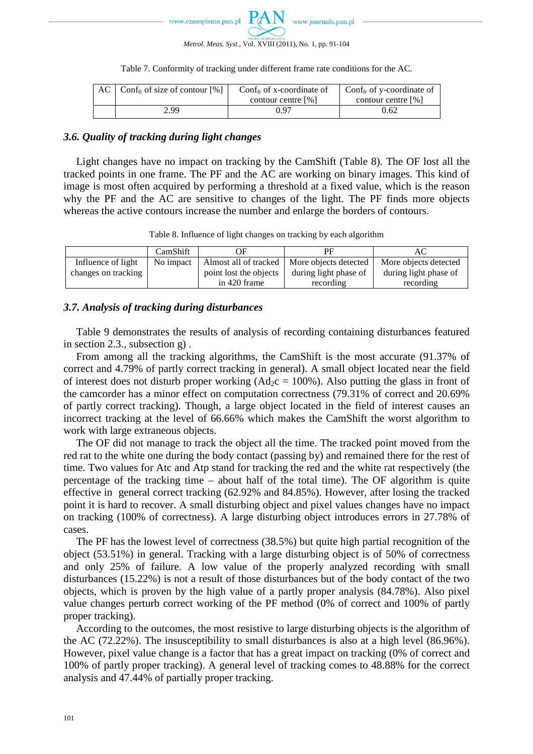Table 7. Conformity of tracking under different frame rate conditions for the AC.

| AC | $Conf_{fr}$ of size of contour [%] | $Conf_{fr}$ of x-coordinate of contour centre [%] | $Conf_{fr}$ of y-coordinate of contour centre [%] |
|---|---|---|---|
| | 2.99 | 0.97 | 0.62 |

### *3.6. Quality of tracking during light changes*

Light changes have no impact on tracking by the CamShift (Table 8). The OF lost all the tracked points in one frame. The PF and the AC are working on binary images. This kind of image is most often acquired by performing a threshold at a fixed value, which is the reason why the PF and the AC are sensitive to changes of the light. The PF finds more objects whereas the active contours increase the number and enlarge the borders of contours.

Table 8. Influence of light changes on tracking by each algorithm

| | CamShift | OF | PF | AC |
|---|---|---|---|---|
| Influence of light changes on tracking | No impact | Almost all of tracked point lost the objects in 420 frame | More objects detected during light phase of recording | More objects detected during light phase of recording |

### *3.7. Analysis of tracking during disturbances*

Table 9 demonstrates the results of analysis of recording containing disturbances featured in section 2.3., subsection g) .

From among all the tracking algorithms, the CamShift is the most accurate (91.37% of correct and 4.79% of partly correct tracking in general). A small object located near the field of interest does not disturb proper working ($Ad_2c$ = 100%). Also putting the glass in front of the camcorder has a minor effect on computation correctness (79.31% of correct and 20.69% of partly correct tracking). Though, a large object located in the field of interest causes an incorrect tracking at the level of 66.66% which makes the CamShift the worst algorithm to work with large extraneous objects.

The OF did not manage to track the object all the time. The tracked point moved from the red rat to the white one during the body contact (passing by) and remained there for the rest of time. Two values for Atc and Atp stand for tracking the red and the white rat respectively (the percentage of the tracking time – about half of the total time). The OF algorithm is quite effective in general correct tracking (62.92% and 84.85%). However, after losing the tracked point it is hard to recover. A small disturbing object and pixel values changes have no impact on tracking (100% of correctness). A large disturbing object introduces errors in 27.78% of cases.

The PF has the lowest level of correctness (38.5%) but quite high partial recognition of the object (53.51%) in general. Tracking with a large disturbing object is of 50% of correctness and only 25% of failure. A low value of the properly analyzed recording with small disturbances (15.22%) is not a result of those disturbances but of the body contact of the two objects, which is proven by the high value of a partly proper analysis (84.78%). Also pixel value changes perturb correct working of the PF method (0% of correct and 100% of partly proper tracking).

According to the outcomes, the most resistive to large disturbing objects is the algorithm of the AC (72.22%). The insusceptibility to small disturbances is also at a high level (86.96%). However, pixel value change is a factor that has a great impact on tracking (0% of correct and 100% of partly proper tracking). A general level of tracking comes to 48.88% for the correct analysis and 47.44% of partially proper tracking.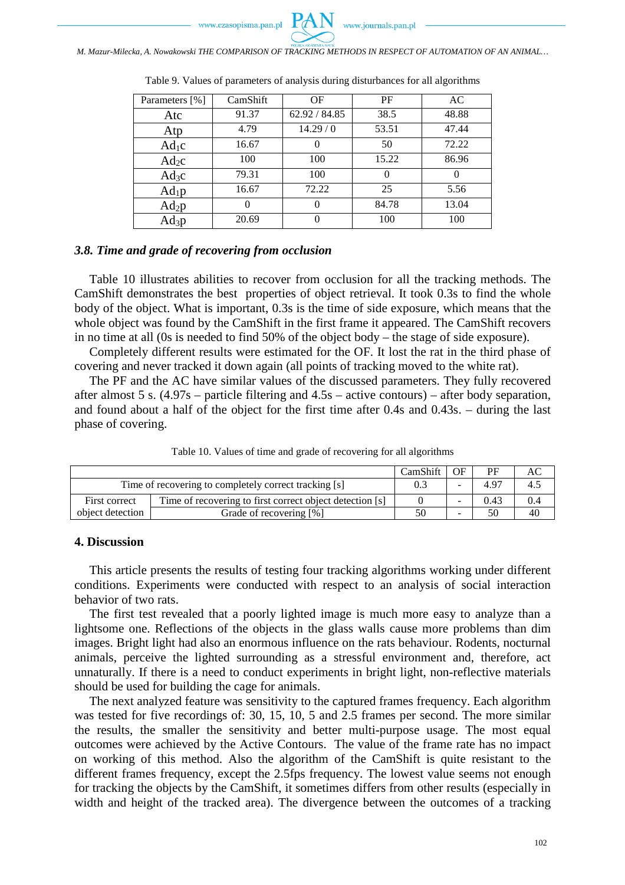Table 9. Values of parameters of analysis during disturbances for all algorithms

| Parameters [%] | CamShift | OF | PF | AC |
|---|---|---|---|---|
| Atc | 91.37 | 62.92 / 84.85 | 38.5 | 48.88 |
| Atp | 4.79 | 14.29 / 0 | 53.51 | 47.44 |
| $Ad_1c$ | 16.67 | 0 | 50 | 72.22 |
| $Ad_2c$ | 100 | 100 | 15.22 | 86.96 |
| $Ad_3c$ | 79.31 | 100 | 0 | 0 |
| $Ad_1p$ | 16.67 | 72.22 | 25 | 5.56 |
| $Ad_2p$ | 0 | 0 | 84.78 | 13.04 |
| $Ad_3p$ | 20.69 | 0 | 100 | 100 |

### *3.8. Time and grade of recovering from occlusion*

Table 10 illustrates abilities to recover from occlusion for all the tracking methods. The CamShift demonstrates the best properties of object retrieval. It took 0.3s to find the whole body of the object. What is important, 0.3s is the time of side exposure, which means that the whole object was found by the CamShift in the first frame it appeared. The CamShift recovers in no time at all (0s is needed to find 50% of the object body – the stage of side exposure).

Completely different results were estimated for the OF. It lost the rat in the third phase of covering and never tracked it down again (all points of tracking moved to the white rat).

The PF and the AC have similar values of the discussed parameters. They fully recovered after almost 5 s. (4.97s – particle filtering and 4.5s – active contours) – after body separation, and found about a half of the object for the first time after 0.4s and 0.43s. – during the last phase of covering.

Table 10. Values of time and grade of recovering for all algorithms

| | | CamShift | OF | PF | AC |
|---|---|---|---|---|---|
| Time of recovering to completely correct tracking [s] | | 0.3 | - | 4.97 | 4.5 |
| First correct object detection | Time of recovering to first correct object detection [s] | 0 | - | 0.43 | 0.4 |
| | Grade of recovering [%] | 50 | - | 50 | 40 |

## 4. Discussion

This article presents the results of testing four tracking algorithms working under different conditions. Experiments were conducted with respect to an analysis of social interaction behavior of two rats.

The first test revealed that a poorly lighted image is much more easy to analyze than a lightsome one. Reflections of the objects in the glass walls cause more problems than dim images. Bright light had also an enormous influence on the rats behaviour. Rodents, nocturnal animals, perceive the lighted surrounding as a stressful environment and, therefore, act unnaturally. If there is a need to conduct experiments in bright light, non-reflective materials should be used for building the cage for animals.

The next analyzed feature was sensitivity to the captured frames frequency. Each algorithm was tested for five recordings of: 30, 15, 10, 5 and 2.5 frames per second. The more similar the results, the smaller the sensitivity and better multi-purpose usage. The most equal outcomes were achieved by the Active Contours. The value of the frame rate has no impact on working of this method. Also the algorithm of the CamShift is quite resistant to the different frames frequency, except the 2.5fps frequency. The lowest value seems not enough for tracking the objects by the CamShift, it sometimes differs from other results (especially in width and height of the tracked area). The divergence between the outcomes of a tracking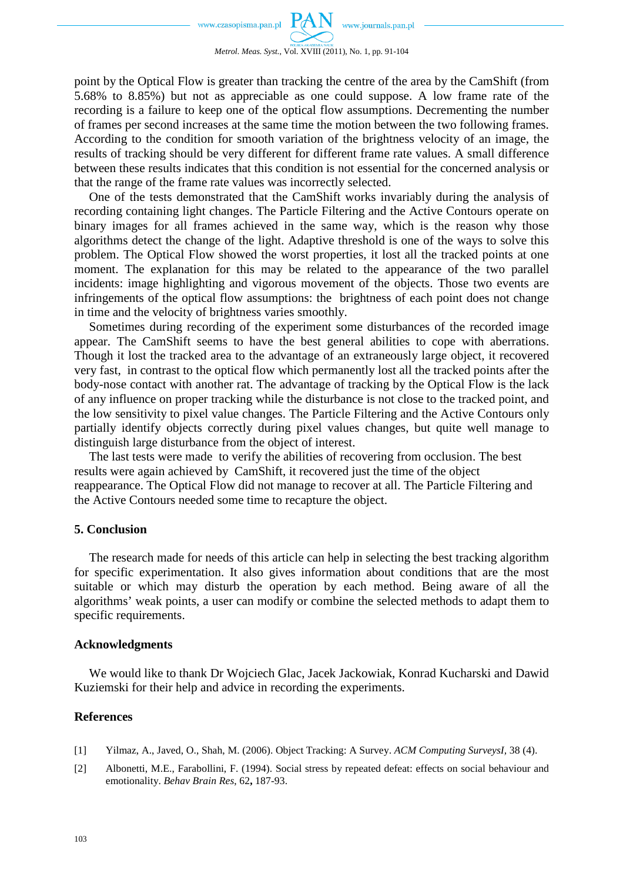point by the Optical Flow is greater than tracking the centre of the area by the CamShift (from 5.68% to 8.85%) but not as appreciable as one could suppose. A low frame rate of the recording is a failure to keep one of the optical flow assumptions. Decrementing the number of frames per second increases at the same time the motion between the two following frames. According to the condition for smooth variation of the brightness velocity of an image, the results of tracking should be very different for different frame rate values. A small difference between these results indicates that this condition is not essential for the concerned analysis or that the range of the frame rate values was incorrectly selected.

One of the tests demonstrated that the CamShift works invariably during the analysis of recording containing light changes. The Particle Filtering and the Active Contours operate on binary images for all frames achieved in the same way, which is the reason why those algorithms detect the change of the light. Adaptive threshold is one of the ways to solve this problem. The Optical Flow showed the worst properties, it lost all the tracked points at one moment. The explanation for this may be related to the appearance of the two parallel incidents: image highlighting and vigorous movement of the objects. Those two events are infringements of the optical flow assumptions: the brightness of each point does not change in time and the velocity of brightness varies smoothly.

Sometimes during recording of the experiment some disturbances of the recorded image appear. The CamShift seems to have the best general abilities to cope with aberrations. Though it lost the tracked area to the advantage of an extraneously large object, it recovered very fast, in contrast to the optical flow which permanently lost all the tracked points after the body-nose contact with another rat. The advantage of tracking by the Optical Flow is the lack of any influence on proper tracking while the disturbance is not close to the tracked point, and the low sensitivity to pixel value changes. The Particle Filtering and the Active Contours only partially identify objects correctly during pixel values changes, but quite well manage to distinguish large disturbance from the object of interest.

The last tests were made to verify the abilities of recovering from occlusion. The best results were again achieved by CamShift, it recovered just the time of the object reappearance. The Optical Flow did not manage to recover at all. The Particle Filtering and the Active Contours needed some time to recapture the object.

## 5. Conclusion

The research made for needs of this article can help in selecting the best tracking algorithm for specific experimentation. It also gives information about conditions that are the most suitable or which may disturb the operation by each method. Being aware of all the algorithms' weak points, a user can modify or combine the selected methods to adapt them to specific requirements.

## Acknowledgments

We would like to thank Dr Wojciech Glac, Jacek Jackowiak, Konrad Kucharski and Dawid Kuziemski for their help and advice in recording the experiments.

## References

[1] Yilmaz, A., Javed, O., Shah, M. (2006). Object Tracking: A Survey. *ACM Computing SurveysI*, 38 (4).

[2] Albonetti, M.E., Farabollini, F. (1994). Social stress by repeated defeat: effects on social behaviour and emotionality. *Behav Brain Res*, 62**,** 187-93.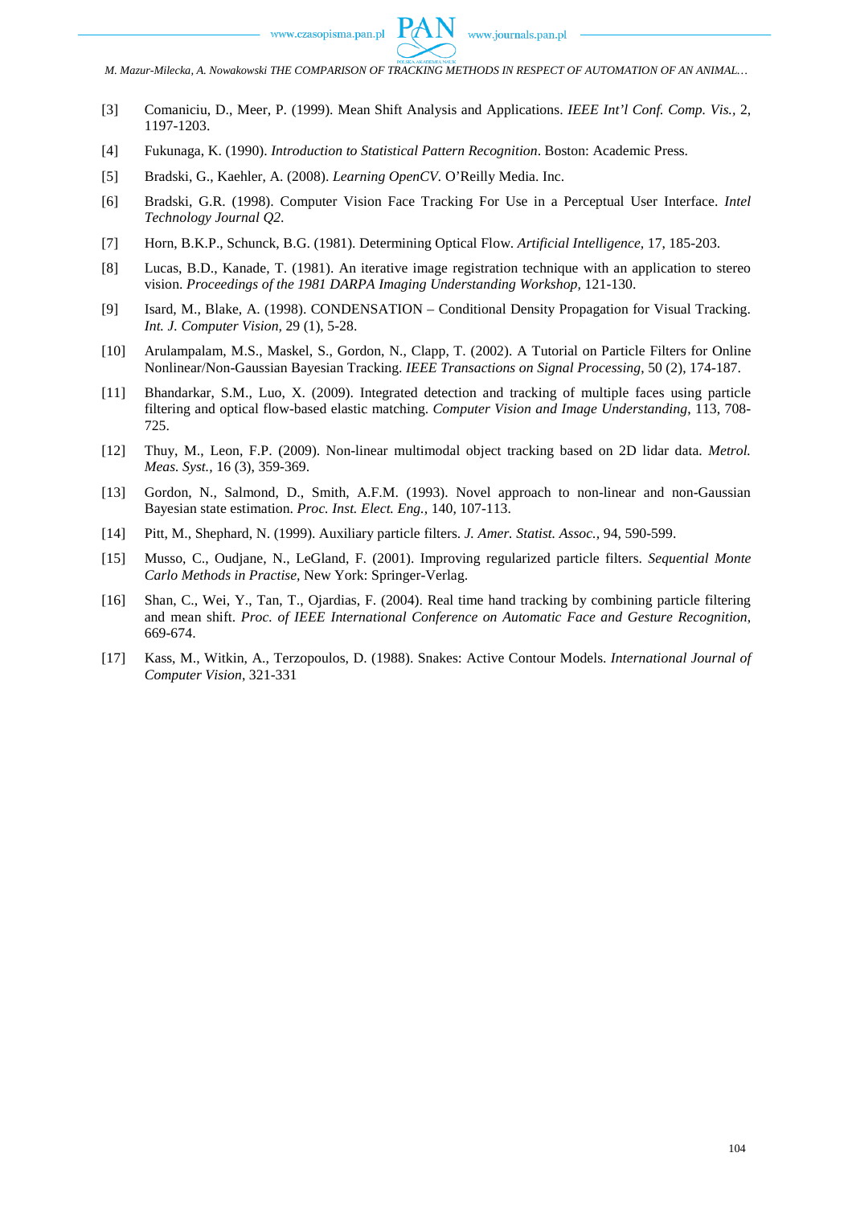[3] Comaniciu, D., Meer, P. (1999). Mean Shift Analysis and Applications. *IEEE Int'l Conf. Comp. Vis.*, 2, 1197-1203.

[4] Fukunaga, K. (1990). *Introduction to Statistical Pattern Recognition*. Boston: Academic Press.

[5] Bradski, G., Kaehler, A. (2008). *Learning OpenCV*. O'Reilly Media. Inc.

[6] Bradski, G.R. (1998). Computer Vision Face Tracking For Use in a Perceptual User Interface. *Intel Technology Journal Q2.*

[7] Horn, B.K.P., Schunck, B.G. (1981). Determining Optical Flow. *Artificial Intelligence*, 17, 185-203.

[8] Lucas, B.D., Kanade, T. (1981). An iterative image registration technique with an application to stereo vision. *Proceedings of the 1981 DARPA Imaging Understanding Workshop,* 121-130.

[9] Isard, M., Blake, A. (1998). CONDENSATION – Conditional Density Propagation for Visual Tracking. *Int. J. Computer Vision,* 29 (1), 5-28.

[10] Arulampalam, M.S., Maskel, S., Gordon, N., Clapp, T. (2002). A Tutorial on Particle Filters for Online Nonlinear/Non-Gaussian Bayesian Tracking. *IEEE Transactions on Signal Processing,* 50 (2), 174-187.

[11] Bhandarkar, S.M., Luo, X. (2009). Integrated detection and tracking of multiple faces using particle filtering and optical flow-based elastic matching. *Computer Vision and Image Understanding*, 113, 708-725.

[12] Thuy, M., Leon, F.P. (2009). Non-linear multimodal object tracking based on 2D lidar data. *Metrol. Meas. Syst.,* 16 (3), 359-369.

[13] Gordon, N., Salmond, D., Smith, A.F.M. (1993). Novel approach to non-linear and non-Gaussian Bayesian state estimation. *Proc. Inst. Elect. Eng.*, 140, 107-113.

[14] Pitt, M., Shephard, N. (1999). Auxiliary particle filters. *J. Amer. Statist. Assoc.,* 94, 590-599.

[15] Musso, C., Oudjane, N., LeGland, F. (2001). Improving regularized particle filters. *Sequential Monte Carlo Methods in Practise,* New York: Springer-Verlag.

[16] Shan, C., Wei, Y., Tan, T., Ojardias, F. (2004). Real time hand tracking by combining particle filtering and mean shift. *Proc. of IEEE International Conference on Automatic Face and Gesture Recognition*, 669-674.

[17] Kass, M., Witkin, A., Terzopoulos, D. (1988). Snakes: Active Contour Models. *International Journal of Computer Vision*, 321-331